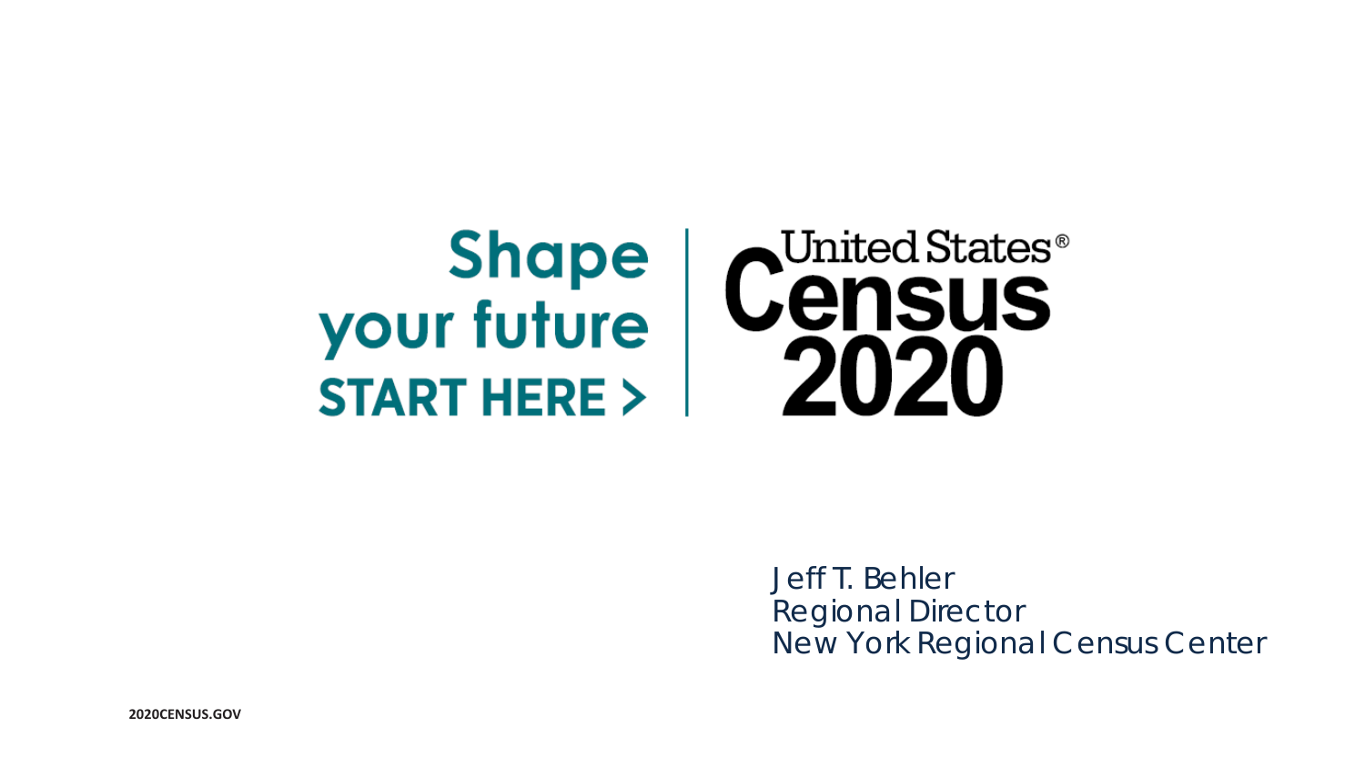# Shape your future START HERE >

# United States Census 2020

Jeff T. Behler
Regional Director
New York Regional Census Center

2020CENSUS.GOV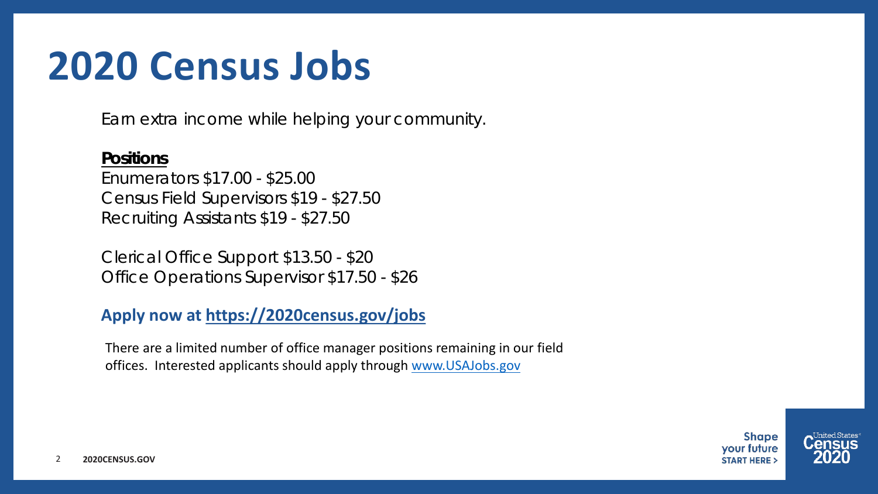# 2020 Census Jobs

Earn extra income while helping your community.

**Positions**

Enumerators $17.00 - $25.00
Census Field Supervisors $19 - $27.50
Recruiting Assistants $19 - $27.50

Clerical Office Support $13.50 - $20
Office Operations Supervisor $17.50 - $26

**Apply now at [https://2020census.gov/jobs](https://2020census.gov/jobs)**

There are a limited number of office manager positions remaining in our field offices. Interested applicants should apply through [www.USAJobs.gov](www.USAJobs.gov)

Shape your future START HERE >

United States Census 2020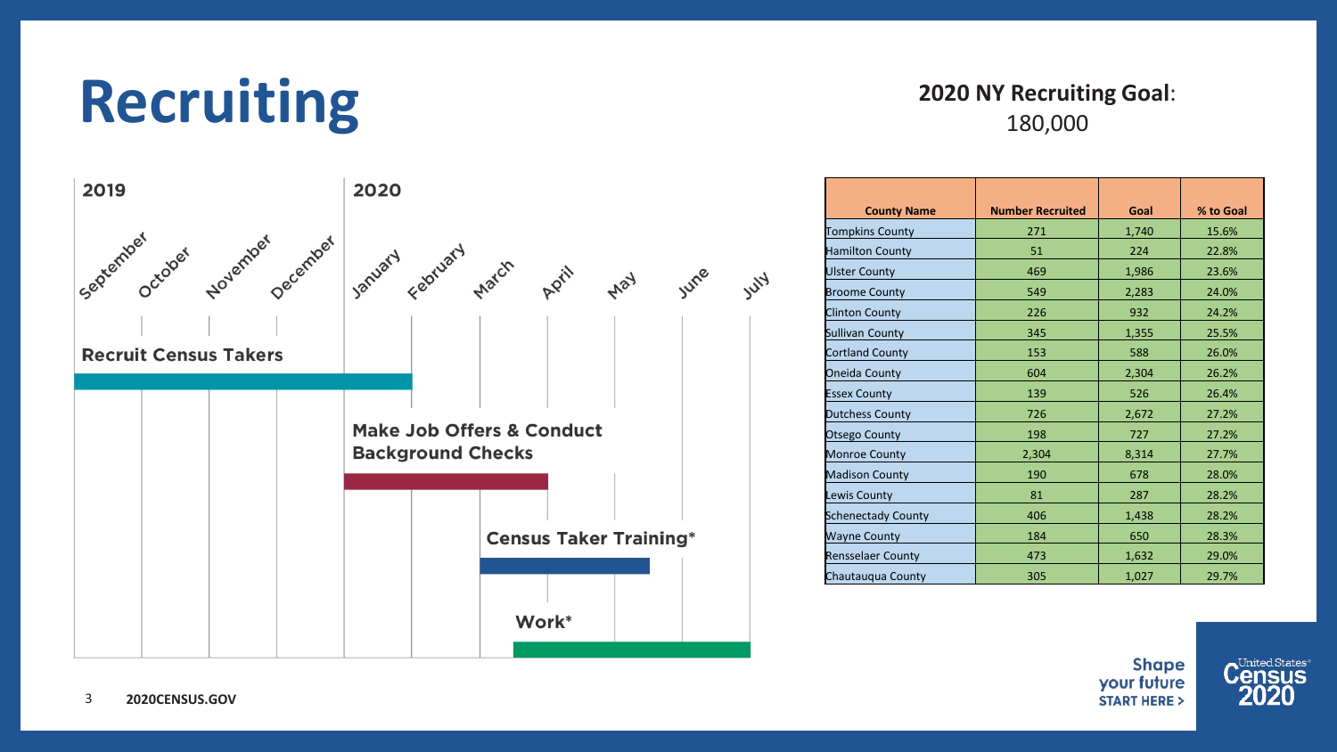# Recruiting

**2020 NY Recruiting Goal**:
180,000

**2019** | **2020**

September, October, November, December, January, February, March, April, May, June, July

- **Recruit Census Takers** (September 2019 – February 2020)
- **Make Job Offers & Conduct Background Checks** (January – April 2020)
- **Census Taker Training*** (March – May 2020)
- **Work*** (April – July 2020)

| County Name | Number Recruited | Goal | % to Goal |
|---|---|---|---|
| Tompkins County | 271 | 1,740 | 15.6% |
| Hamilton County | 51 | 224 | 22.8% |
| Ulster County | 469 | 1,986 | 23.6% |
| Broome County | 549 | 2,283 | 24.0% |
| Clinton County | 226 | 932 | 24.2% |
| Sullivan County | 345 | 1,355 | 25.5% |
| Cortland County | 153 | 588 | 26.0% |
| Oneida County | 604 | 2,304 | 26.2% |
| Essex County | 139 | 526 | 26.4% |
| Dutchess County | 726 | 2,672 | 27.2% |
| Otsego County | 198 | 727 | 27.2% |
| Monroe County | 2,304 | 8,314 | 27.7% |
| Madison County | 190 | 678 | 28.0% |
| Lewis County | 81 | 287 | 28.2% |
| Schenectady County | 406 | 1,438 | 28.2% |
| Wayne County | 184 | 650 | 28.3% |
| Rensselaer County | 473 | 1,632 | 29.0% |
| Chautauqua County | 305 | 1,027 | 29.7% |

**2020CENSUS.GOV**

Shape your future START HERE >

United States Census 2020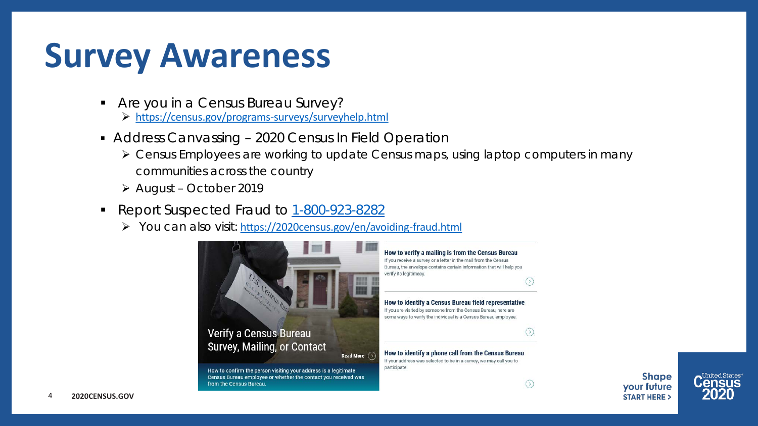# Survey Awareness

- Are you in a Census Bureau Survey?
  - https://census.gov/programs-surveys/surveyhelp.html
- Address Canvassing – 2020 Census In Field Operation
  - Census Employees are working to update Census maps, using laptop computers in many communities across the country
  - August – October 2019
- Report Suspected Fraud to 1-800-923-8282
  - You can also visit: https://2020census.gov/en/avoiding-fraud.html

**Verify a Census Bureau Survey, Mailing, or Contact**

Read More

How to confirm the person visiting your address is a legitimate Census Bureau employee or whether the contact you received was from the Census Bureau.

**How to verify a mailing is from the Census Bureau**

If you receive a survey or a letter in the mail from the Census Bureau, the envelope contains certain information that will help you verify its legitimacy.

**How to identify a Census Bureau field representative**

If you are visited by someone from the Census Bureau, here are some ways to verify the individual is a Census Bureau employee.

**How to identify a phone call from the Census Bureau**

If your address was selected to be in a survey, we may call you to participate.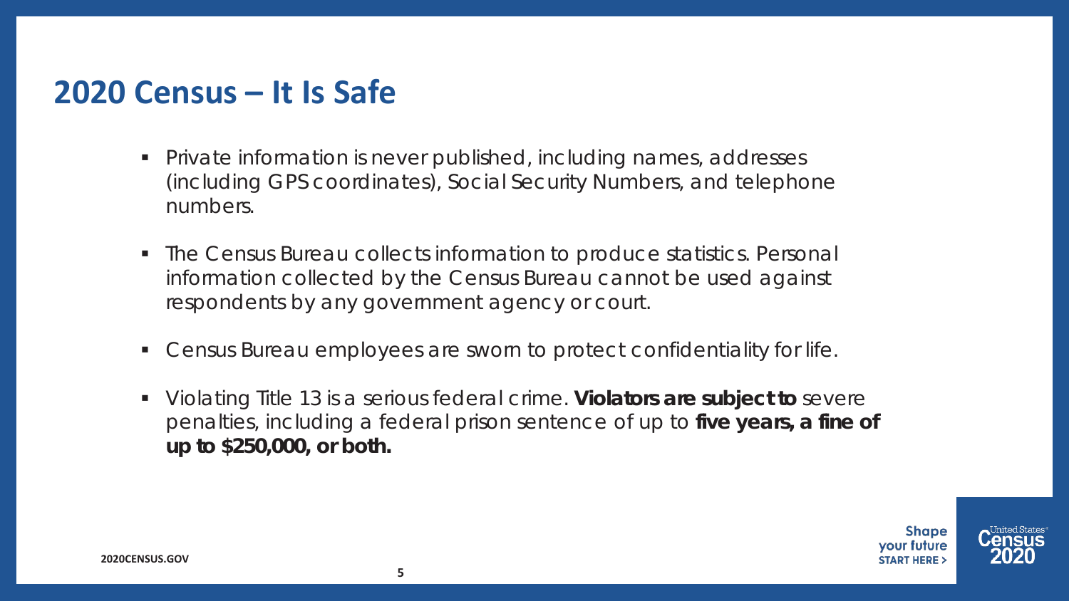## 2020 Census – It Is Safe

- Private information is never published, including names, addresses (including GPS coordinates), Social Security Numbers, and telephone numbers.
- The Census Bureau collects information to produce statistics. Personal information collected by the Census Bureau cannot be used against respondents by any government agency or court.
- Census Bureau employees are sworn to protect confidentiality for life.
- Violating Title 13 is a serious federal crime. **Violators are subject to** severe penalties, including a federal prison sentence of up to **five years, a fine of up to $250,000, or both.**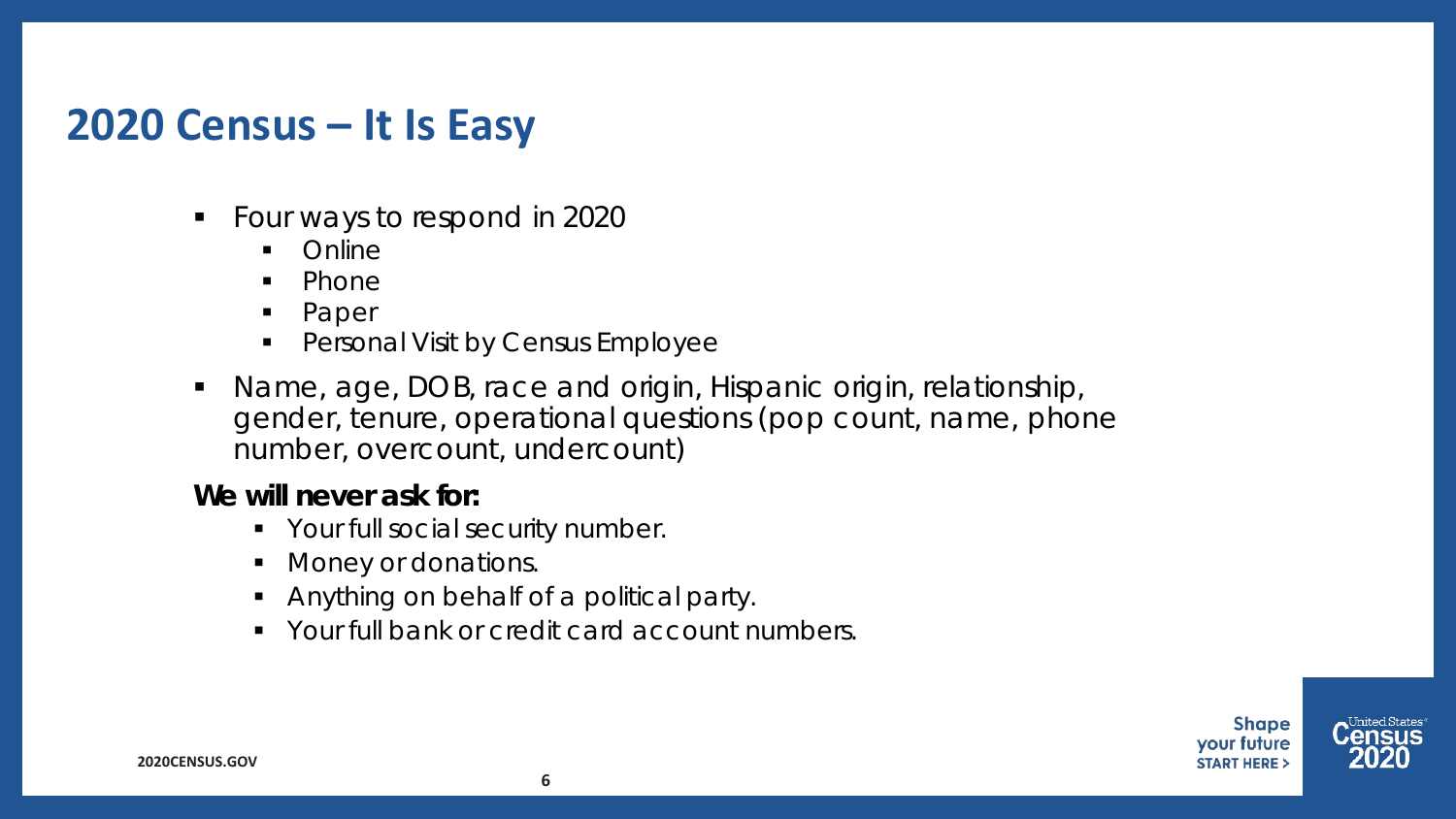# 2020 Census – It Is Easy

- Four ways to respond in 2020
  - Online
  - Phone
  - Paper
  - Personal Visit by Census Employee
- Name, age, DOB, race and origin, Hispanic origin, relationship, gender, tenure, operational questions (pop count, name, phone number, overcount, undercount)

**We will never ask for:**

- Your full social security number.
- Money or donations.
- Anything on behalf of a political party.
- Your full bank or credit card account numbers.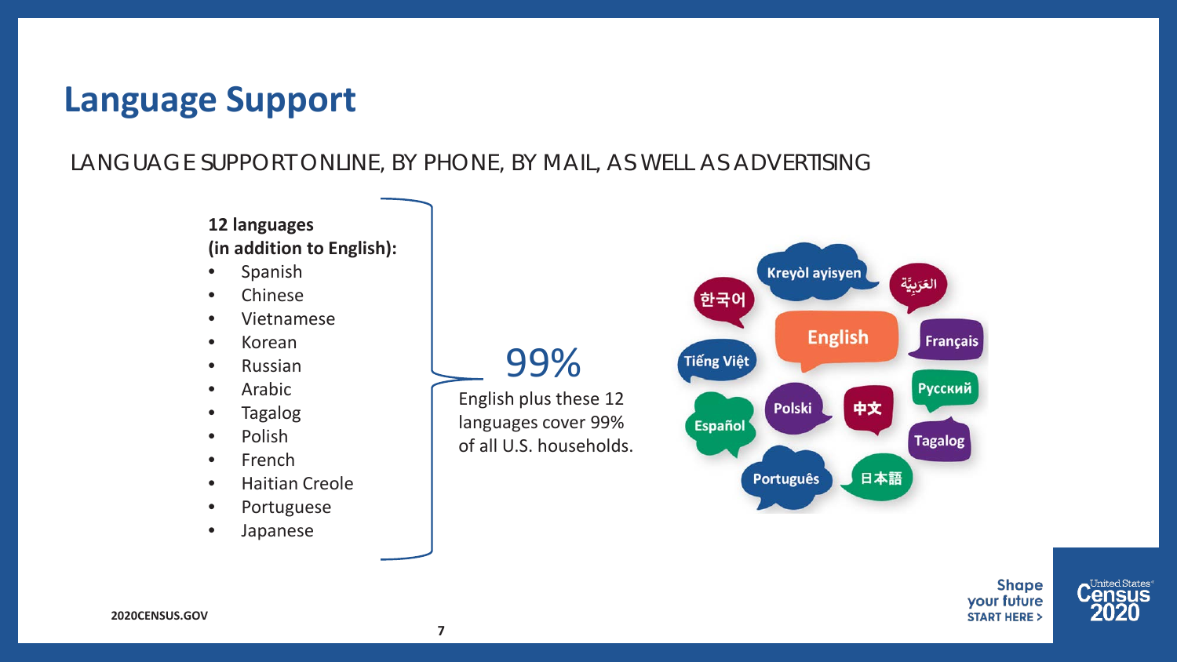# Language Support

LANGUAGE SUPPORT ONLINE, BY PHONE, BY MAIL, AS WELL AS ADVERTISING

**12 languages (in addition to English):**

- Spanish
- Chinese
- Vietnamese
- Korean
- Russian
- Arabic
- Tagalog
- Polish
- French
- Haitian Creole
- Portuguese
- Japanese

99%

English plus these 12 languages cover 99% of all U.S. households.

Kreyòl ayisyen · 한국어 · العَرَبِيَّة · English · Français · Tiếng Việt · Русский · Polski · 中文 · Español · Tagalog · Português · 日本語

Shape your future START HERE >

United States Census 2020

2020CENSUS.GOV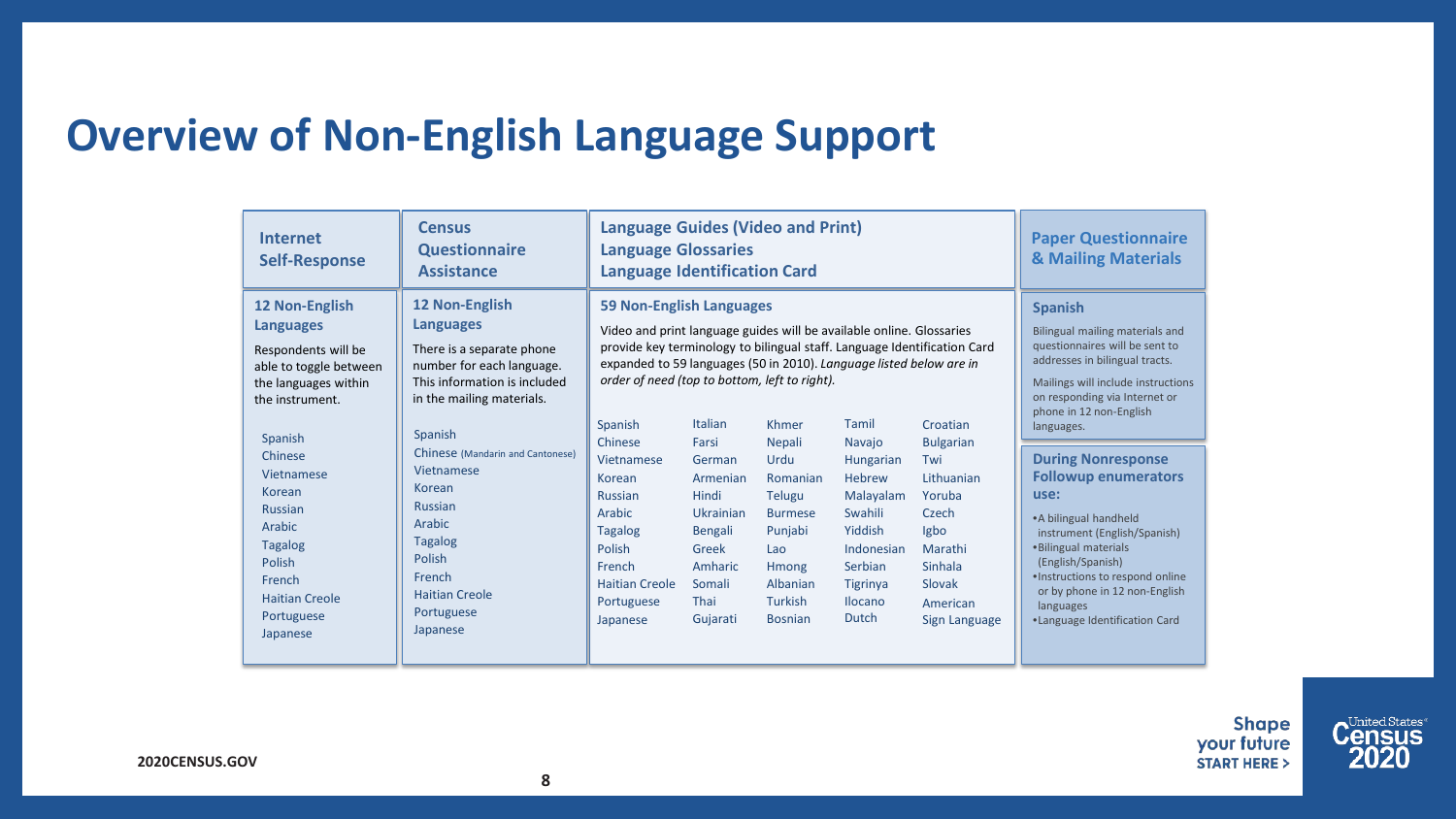# Overview of Non-English Language Support

| Internet Self-Response | Census Questionnaire Assistance | Language Guides (Video and Print) Language Glossaries Language Identification Card | Paper Questionnaire & Mailing Materials |
| --- | --- | --- | --- |
| **12 Non-English Languages**<br><br>Respondents will be able to toggle between the languages within the instrument.<br><br>Spanish<br>Chinese<br>Vietnamese<br>Korean<br>Russian<br>Arabic<br>Tagalog<br>Polish<br>French<br>Haitian Creole<br>Portuguese<br>Japanese | **12 Non-English Languages**<br><br>There is a separate phone number for each language. This information is included in the mailing materials.<br><br>Spanish<br>Chinese (Mandarin and Cantonese)<br>Vietnamese<br>Korean<br>Russian<br>Arabic<br>Tagalog<br>Polish<br>French<br>Haitian Creole<br>Portuguese<br>Japanese | **59 Non-English Languages**<br><br>Video and print language guides will be available online. Glossaries provide key terminology to bilingual staff. Language Identification Card expanded to 59 languages (50 in 2010). *Language listed below are in order of need (top to bottom, left to right).*<br><br>Spanish, Chinese, Vietnamese, Korean, Russian, Arabic, Tagalog, Polish, French, Haitian Creole, Portuguese, Japanese<br><br>Italian, Farsi, German, Armenian, Hindi, Ukrainian, Bengali, Greek, Amharic, Somali, Thai, Gujarati<br><br>Khmer, Nepali, Urdu, Romanian, Telugu, Burmese, Punjabi, Lao, Hmong, Albanian, Turkish, Bosnian<br><br>Tamil, Navajo, Hungarian, Hebrew, Malayalam, Swahili, Yiddish, Indonesian, Serbian, Tigrinya, Ilocano, Dutch<br><br>Croatian, Bulgarian, Twi, Lithuanian, Yoruba, Czech, Igbo, Marathi, Sinhala, Slovak, American Sign Language | **Spanish**<br><br>Bilingual mailing materials and questionnaires will be sent to addresses in bilingual tracts.<br><br>Mailings will include instructions on responding via Internet or phone in 12 non-English languages.<br><br>**During Nonresponse Followup enumerators use:**<br><br>• A bilingual handheld instrument (English/Spanish)<br>• Bilingual materials (English/Spanish)<br>• Instructions to respond online or by phone in 12 non-English languages<br>• Language Identification Card |

2020CENSUS.GOV

Shape your future START HERE >

United States Census 2020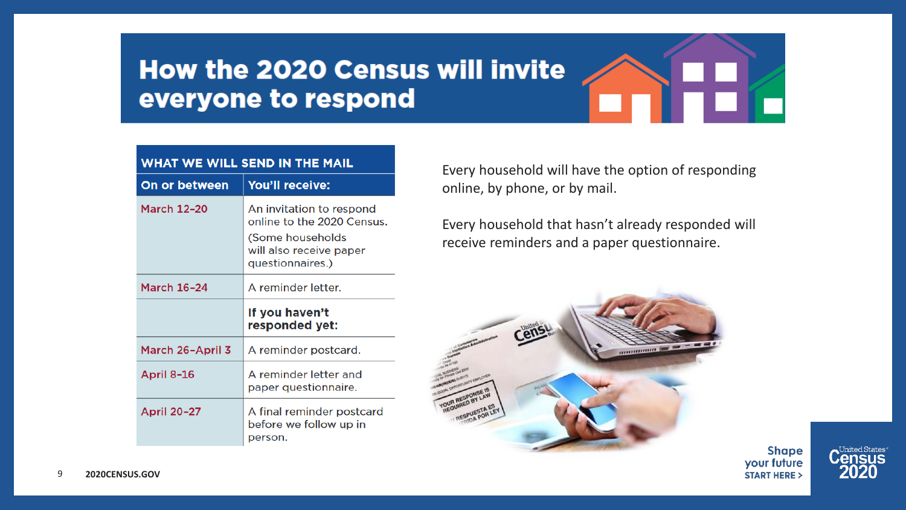# How the 2020 Census will invite everyone to respond

| WHAT WE WILL SEND IN THE MAIL | |
|---|---|
| **On or between** | **You'll receive:** |
| March 12–20 | An invitation to respond online to the 2020 Census. (Some households will also receive paper questionnaires.) |
| March 16–24 | A reminder letter. |
| | **If you haven't responded yet:** |
| March 26–April 3 | A reminder postcard. |
| April 8–16 | A reminder letter and paper questionnaire. |
| April 20–27 | A final reminder postcard before we follow up in person. |

Every household will have the option of responding online, by phone, or by mail.

Every household that hasn't already responded will receive reminders and a paper questionnaire.

2020CENSUS.GOV

Shape your future START HERE >

United States Census 2020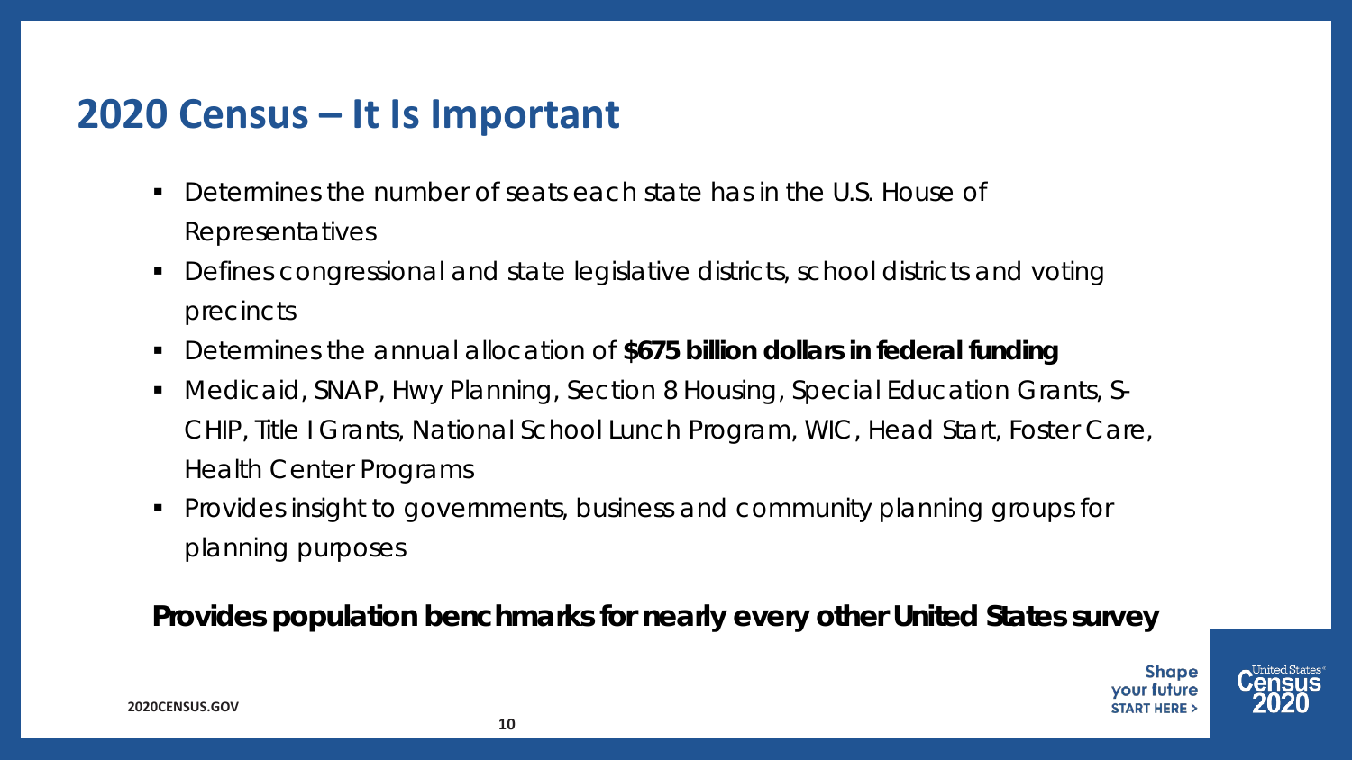## 2020 Census – It Is Important

- Determines the number of seats each state has in the U.S. House of Representatives
- Defines congressional and state legislative districts, school districts and voting precincts
- Determines the annual allocation of **$675 billion dollars in federal funding**
- Medicaid, SNAP, Hwy Planning, Section 8 Housing, Special Education Grants, S-CHIP, Title I Grants, National School Lunch Program, WIC, Head Start, Foster Care, Health Center Programs
- Provides insight to governments, business and community planning groups for planning purposes

**Provides population benchmarks for nearly every other United States survey**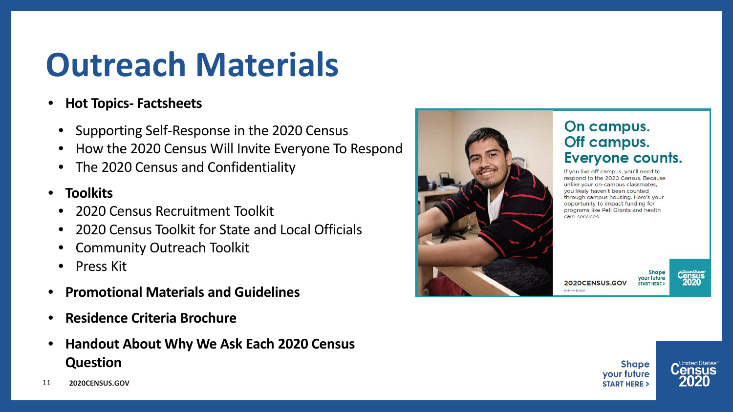# Outreach Materials

- **Hot Topics- Factsheets**
  - Supporting Self-Response in the 2020 Census
  - How the 2020 Census Will Invite Everyone To Respond
  - The 2020 Census and Confidentiality
- **Toolkits**
  - 2020 Census Recruitment Toolkit
  - 2020 Census Toolkit for State and Local Officials
  - Community Outreach Toolkit
  - Press Kit
- **Promotional Materials and Guidelines**
- **Residence Criteria Brochure**
- **Handout About Why We Ask Each 2020 Census Question**

## On campus. Off campus. Everyone counts.

If you live off campus, you'll need to respond to the 2020 Census. Because unlike your on-campus classmates, you likely haven't been counted through campus housing. Here's your opportunity to impact funding for programs like Pell Grants and health care services.

2020CENSUS.GOV

Shape your future START HERE >

United States Census 2020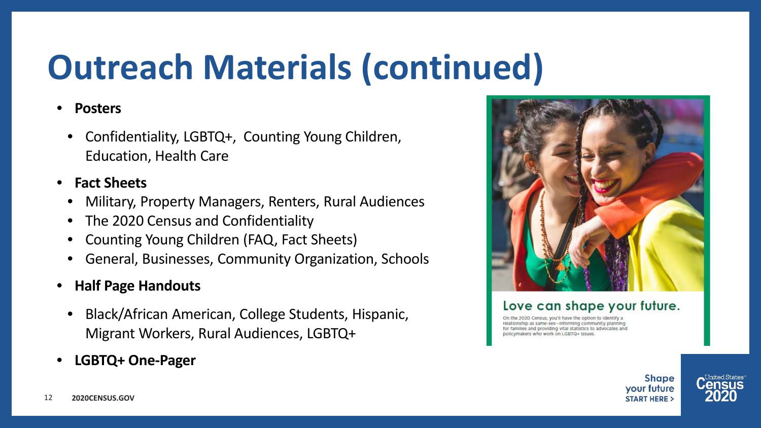# Outreach Materials (continued)

- **Posters**
  - Confidentiality, LGBTQ+, Counting Young Children, Education, Health Care
- **Fact Sheets**
  - Military, Property Managers, Renters, Rural Audiences
  - The 2020 Census and Confidentiality
  - Counting Young Children (FAQ, Fact Sheets)
  - General, Businesses, Community Organization, Schools
- **Half Page Handouts**
  - Black/African American, College Students, Hispanic, Migrant Workers, Rural Audiences, LGBTQ+
- **LGBTQ+ One-Pager**

Love can shape your future.

On the 2020 Census, you'll have the option to identify a relationship as same-sex—informing community planning for families and providing vital statistics to advocates and policymakers who work on LGBTQ+ issues.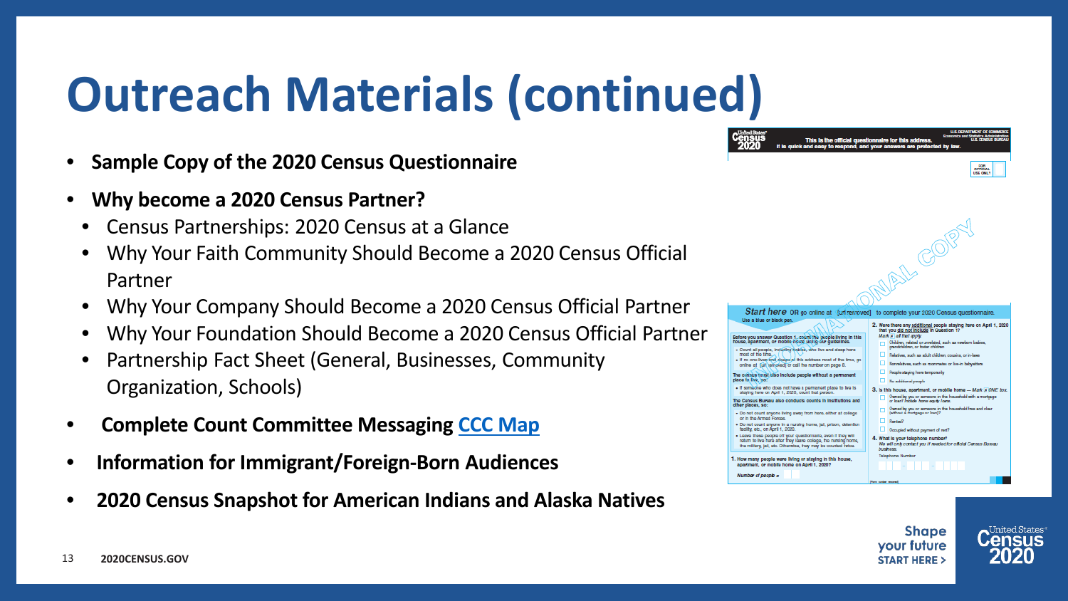# Outreach Materials (continued)

- **Sample Copy of the 2020 Census Questionnaire**
- **Why become a 2020 Census Partner?**
  - Census Partnerships: 2020 Census at a Glance
  - Why Your Faith Community Should Become a 2020 Census Official Partner
  - Why Your Company Should Become a 2020 Census Official Partner
  - Why Your Foundation Should Become a 2020 Census Official Partner
  - Partnership Fact Sheet (General, Businesses, Community Organization, Schools)
- **Complete Count Committee Messaging CCC Map**
- **Information for Immigrant/Foreign-Born Audiences**
- **2020 Census Snapshot for American Indians and Alaska Natives**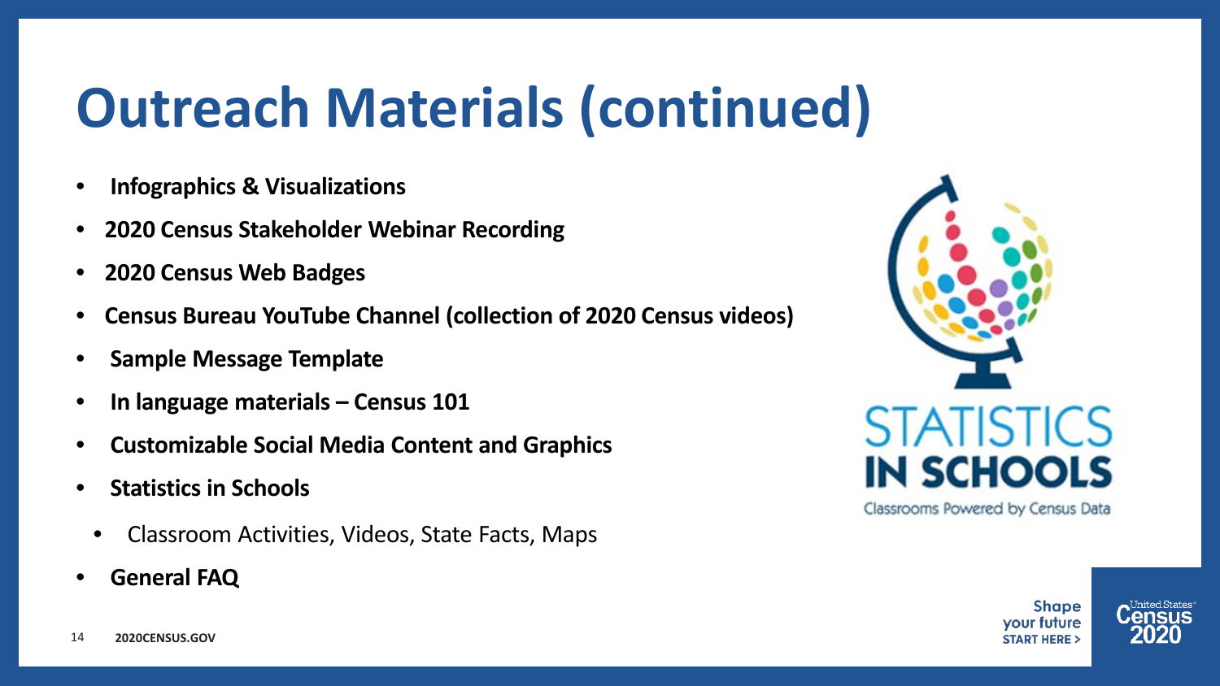# Outreach Materials (continued)

- **Infographics & Visualizations**
- **2020 Census Stakeholder Webinar Recording**
- **2020 Census Web Badges**
- **Census Bureau YouTube Channel (collection of 2020 Census videos)**
- **Sample Message Template**
- **In language materials – Census 101**
- **Customizable Social Media Content and Graphics**
- **Statistics in Schools**
  - Classroom Activities, Videos, State Facts, Maps
- **General FAQ**

STATISTICS IN SCHOOLS

Classrooms Powered by Census Data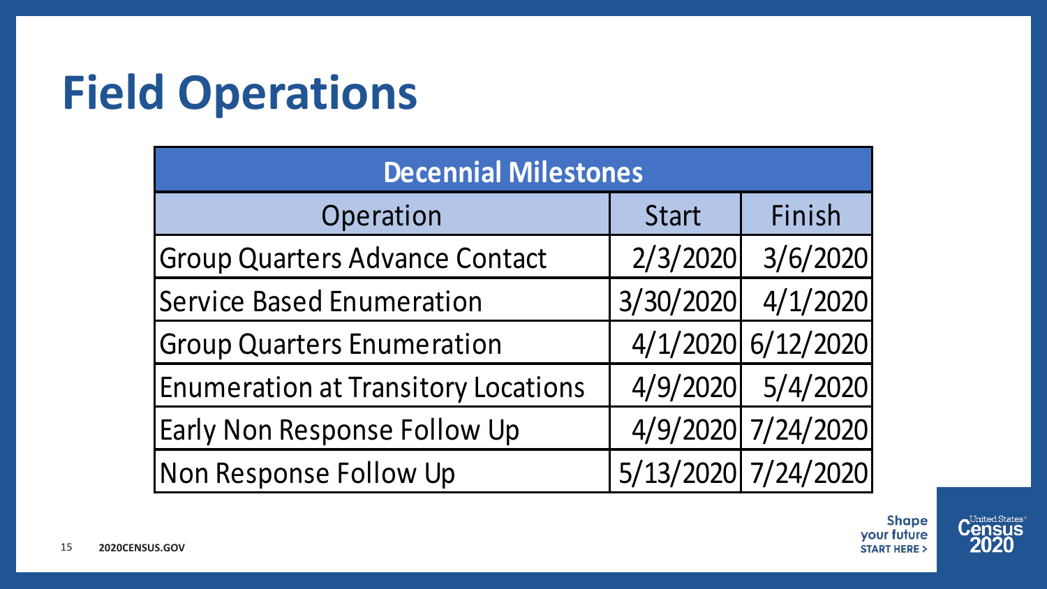# Field Operations

| Decennial Milestones | | |
|---|---|---|
| Operation | Start | Finish |
| Group Quarters Advance Contact | 2/3/2020 | 3/6/2020 |
| Service Based Enumeration | 3/30/2020 | 4/1/2020 |
| Group Quarters Enumeration | 4/1/2020 | 6/12/2020 |
| Enumeration at Transitory Locations | 4/9/2020 | 5/4/2020 |
| Early Non Response Follow Up | 4/9/2020 | 7/24/2020 |
| Non Response Follow Up | 5/13/2020 | 7/24/2020 |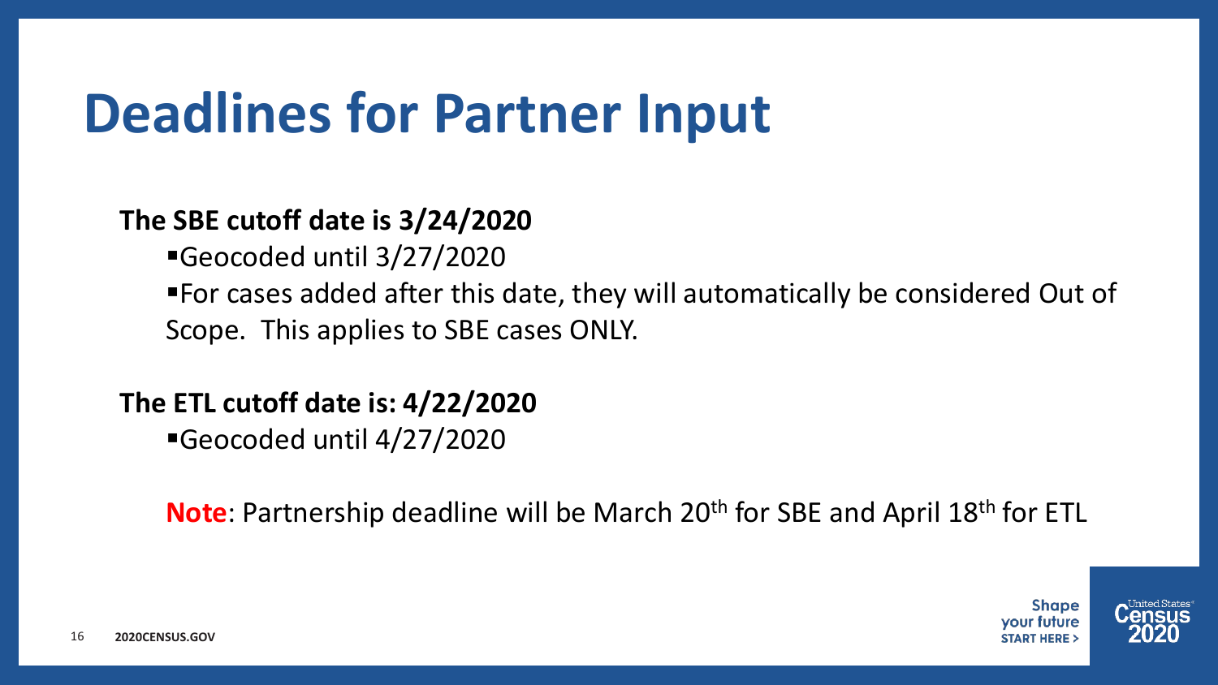# Deadlines for Partner Input

**The SBE cutoff date is 3/24/2020**

- Geocoded until 3/27/2020
- For cases added after this date, they will automatically be considered Out of Scope. This applies to SBE cases ONLY.

**The ETL cutoff date is: 4/22/2020**

- Geocoded until 4/27/2020

**Note**: Partnership deadline will be March 20th for SBE and April 18th for ETL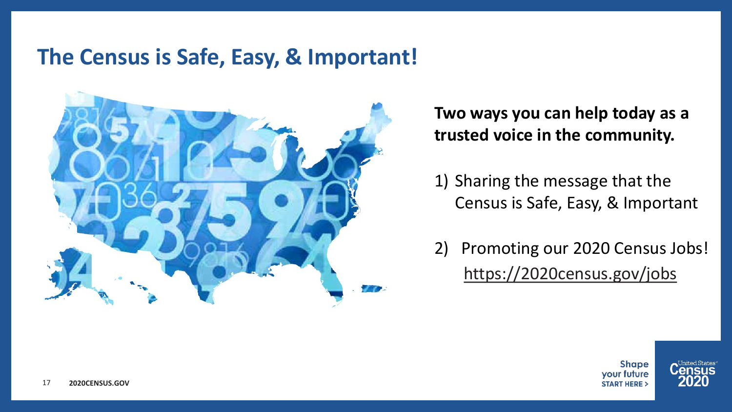# The Census is Safe, Easy, & Important!

**Two ways you can help today as a trusted voice in the community.**

1) Sharing the message that the Census is Safe, Easy, & Important

2) Promoting our 2020 Census Jobs!
   https://2020census.gov/jobs

**Shape your future START HERE >**

United States Census 2020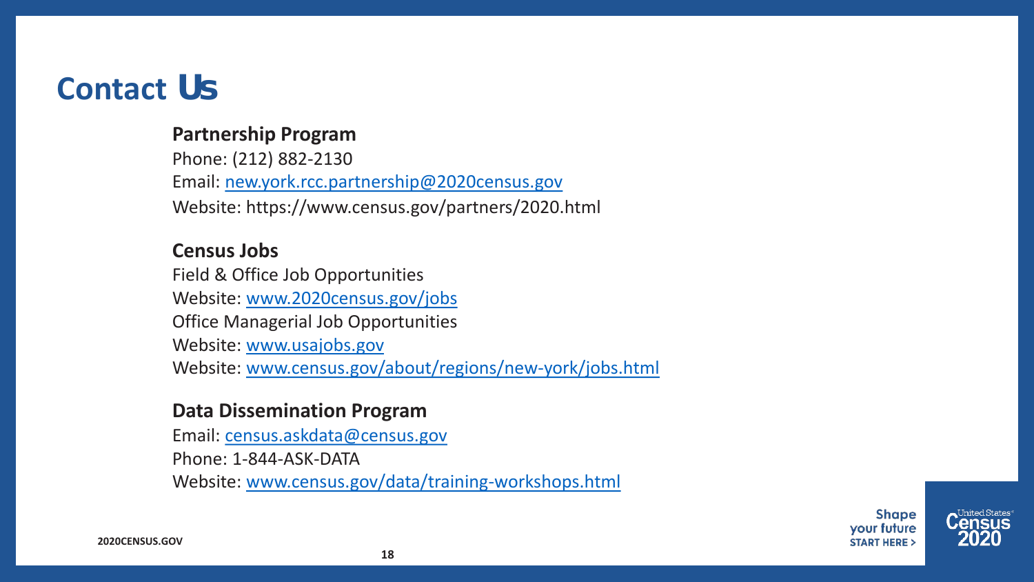# Contact Us

**Partnership Program**

Phone: (212) 882-2130

Email: new.york.rcc.partnership@2020census.gov

Website: https://www.census.gov/partners/2020.html

**Census Jobs**

Field & Office Job Opportunities

Website: www.2020census.gov/jobs

Office Managerial Job Opportunities

Website: www.usajobs.gov

Website: www.census.gov/about/regions/new-york/jobs.html

**Data Dissemination Program**

Email: census.askdata@census.gov

Phone: 1-844-ASK-DATA

Website: www.census.gov/data/training-workshops.html